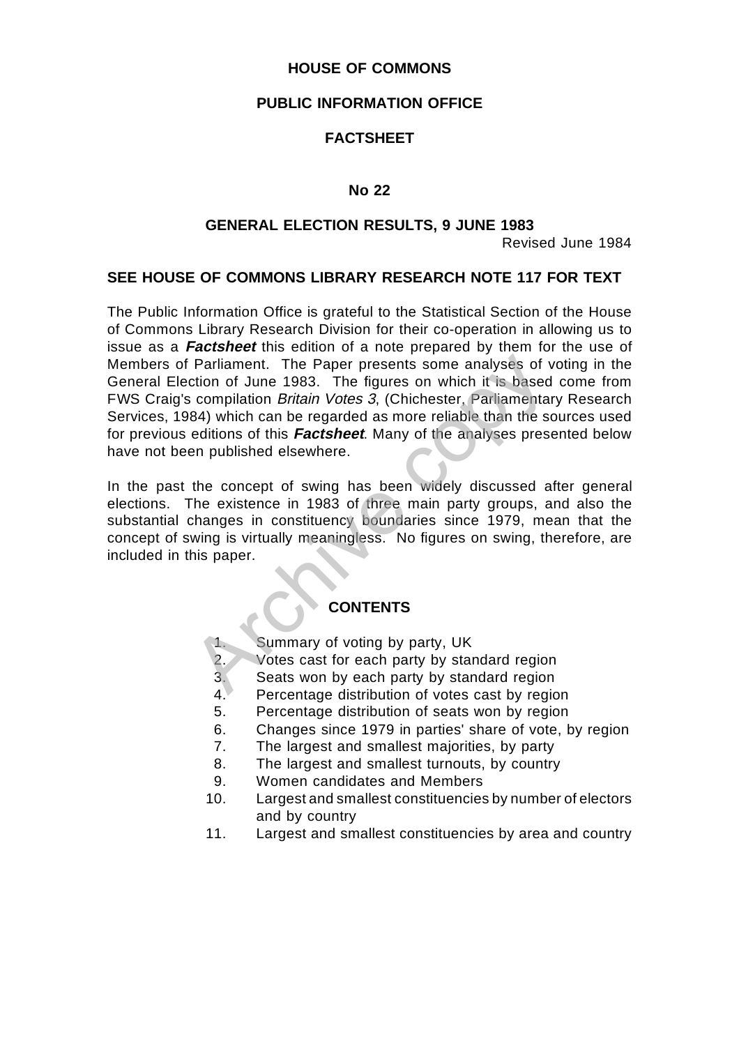# HOUSE OF COMMONS

## PUBLIC INFORMATION OFFICE

## FACTSHEET

### No 22

### GENERAL ELECTION RESULTS, 9 JUNE 1983

Revised June 1984

**SEE HOUSE OF COMMONS LIBRARY RESEARCH NOTE 117 FOR TEXT**

The Public Information Office is grateful to the Statistical Section of the House of Commons Library Research Division for their co-operation in allowing us to issue as a ***Factsheet*** this edition of a note prepared by them for the use of Members of Parliament. The Paper presents some analyses of voting in the General Election of June 1983. The figures on which it is based come from FWS Craig's compilation *Britain Votes 3*, (Chichester, Parliamentary Research Services, 1984) which can be regarded as more reliable than the sources used for previous editions of this ***Factsheet***. Many of the analyses presented below have not been published elsewhere.

In the past the concept of swing has been widely discussed after general elections. The existence in 1983 of three main party groups, and also the substantial changes in constituency boundaries since 1979, mean that the concept of swing is virtually meaningless. No figures on swing, therefore, are included in this paper.

**CONTENTS**

1. Summary of voting by party, UK
2. Votes cast for each party by standard region
3. Seats won by each party by standard region
4. Percentage distribution of votes cast by region
5. Percentage distribution of seats won by region
6. Changes since 1979 in parties' share of vote, by region
7. The largest and smallest majorities, by party
8. The largest and smallest turnouts, by country
9. Women candidates and Members
10. Largest and smallest constituencies by number of electors and by country
11. Largest and smallest constituencies by area and country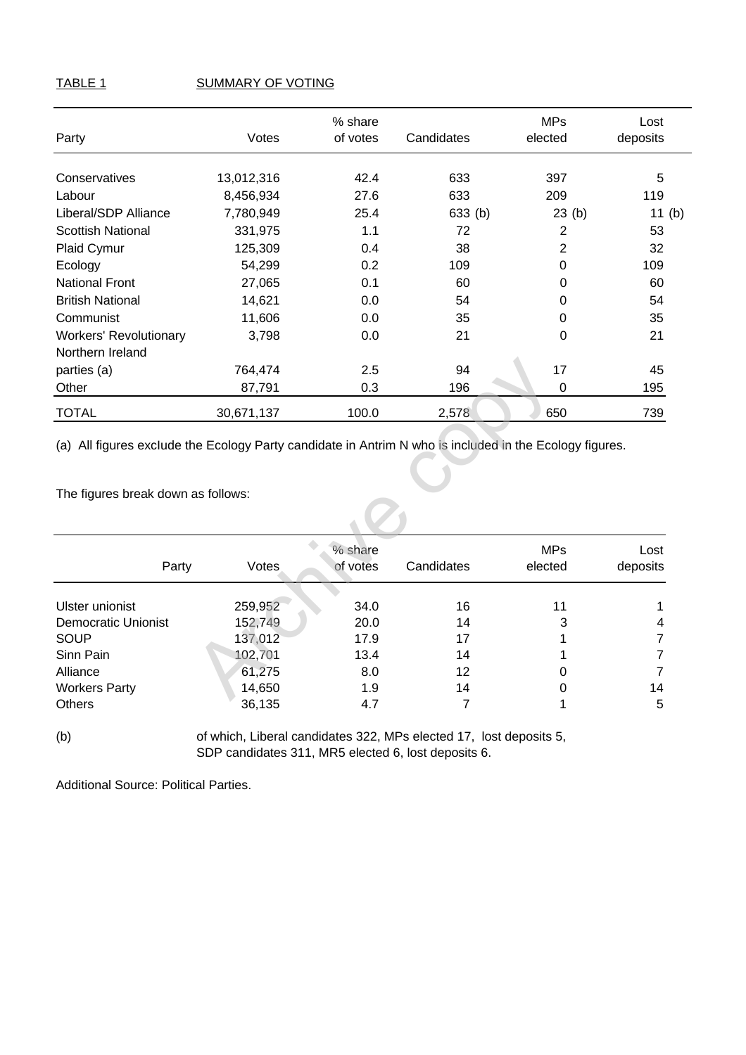TABLE 1 SUMMARY OF VOTING

| Party | Votes | % share of votes | Candidates | MPs elected | Lost deposits |
|---|---|---|---|---|---|
| Conservatives | 13,012,316 | 42.4 | 633 | 397 | 5 |
| Labour | 8,456,934 | 27.6 | 633 | 209 | 119 |
| Liberal/SDP Alliance | 7,780,949 | 25.4 | 633 (b) | 23 (b) | 11 (b) |
| Scottish National | 331,975 | 1.1 | 72 | 2 | 53 |
| Plaid Cymur | 125,309 | 0.4 | 38 | 2 | 32 |
| Ecology | 54,299 | 0.2 | 109 | 0 | 109 |
| National Front | 27,065 | 0.1 | 60 | 0 | 60 |
| British National | 14,621 | 0.0 | 54 | 0 | 54 |
| Communist | 11,606 | 0.0 | 35 | 0 | 35 |
| Workers' Revolutionary | 3,798 | 0.0 | 21 | 0 | 21 |
| Northern Ireland parties (a) | 764,474 | 2.5 | 94 | 17 | 45 |
| Other | 87,791 | 0.3 | 196 | 0 | 195 |
| TOTAL | 30,671,137 | 100.0 | 2,578 | 650 | 739 |

(a) All figures exclude the Ecology Party candidate in Antrim N who is included in the Ecology figures.

The figures break down as follows:

| Party | Votes | % share of votes | Candidates | MPs elected | Lost deposits |
|---|---|---|---|---|---|
| Ulster unionist | 259,952 | 34.0 | 16 | 11 | 1 |
| Democratic Unionist | 152,749 | 20.0 | 14 | 3 | 4 |
| SOUP | 137,012 | 17.9 | 17 | 1 | 7 |
| Sinn Pain | 102,701 | 13.4 | 14 | 1 | 7 |
| Alliance | 61,275 | 8.0 | 12 | 0 | 7 |
| Workers Party | 14,650 | 1.9 | 14 | 0 | 14 |
| Others | 36,135 | 4.7 | 7 | 1 | 5 |

(b) of which, Liberal candidates 322, MPs elected 17, lost deposits 5, SDP candidates 311, MR5 elected 6, lost deposits 6.

Additional Source: Political Parties.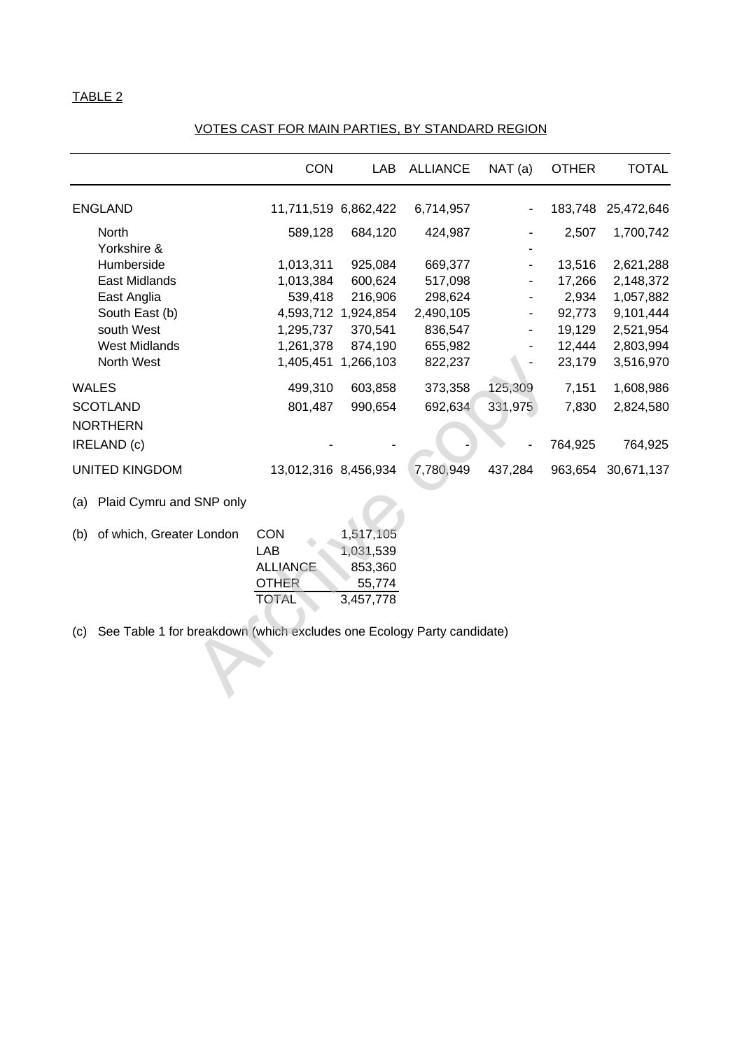TABLE 2

VOTES CAST FOR MAIN PARTIES, BY STANDARD REGION

| | CON | LAB | ALLIANCE | NAT (a) | OTHER | TOTAL |
|---|---|---|---|---|---|---|
| ENGLAND | 11,711,519 | 6,862,422 | 6,714,957 | - | 183,748 | 25,472,646 |
| North | 589,128 | 684,120 | 424,987 | - | 2,507 | 1,700,742 |
| Yorkshire & Humberside | 1,013,311 | 925,084 | 669,377 | - | 13,516 | 2,621,288 |
| East Midlands | 1,013,384 | 600,624 | 517,098 | - | 17,266 | 2,148,372 |
| East Anglia | 539,418 | 216,906 | 298,624 | - | 2,934 | 1,057,882 |
| South East (b) | 4,593,712 | 1,924,854 | 2,490,105 | - | 92,773 | 9,101,444 |
| south West | 1,295,737 | 370,541 | 836,547 | - | 19,129 | 2,521,954 |
| West Midlands | 1,261,378 | 874,190 | 655,982 | - | 12,444 | 2,803,994 |
| North West | 1,405,451 | 1,266,103 | 822,237 | - | 23,179 | 3,516,970 |
| WALES | 499,310 | 603,858 | 373,358 | 125,309 | 7,151 | 1,608,986 |
| SCOTLAND | 801,487 | 990,654 | 692,634 | 331,975 | 7,830 | 2,824,580 |
| NORTHERN IRELAND (c) | - | - | - | - | 764,925 | 764,925 |
| UNITED KINGDOM | 13,012,316 | 8,456,934 | 7,780,949 | 437,284 | 963,654 | 30,671,137 |

(a) Plaid Cymru and SNP only

(b) of which, Greater London

| | |
|---|---|
| CON | 1,517,105 |
| LAB | 1,031,539 |
| ALLIANCE | 853,360 |
| OTHER | 55,774 |
| TOTAL | 3,457,778 |

(c) See Table 1 for breakdown (which excludes one Ecology Party candidate)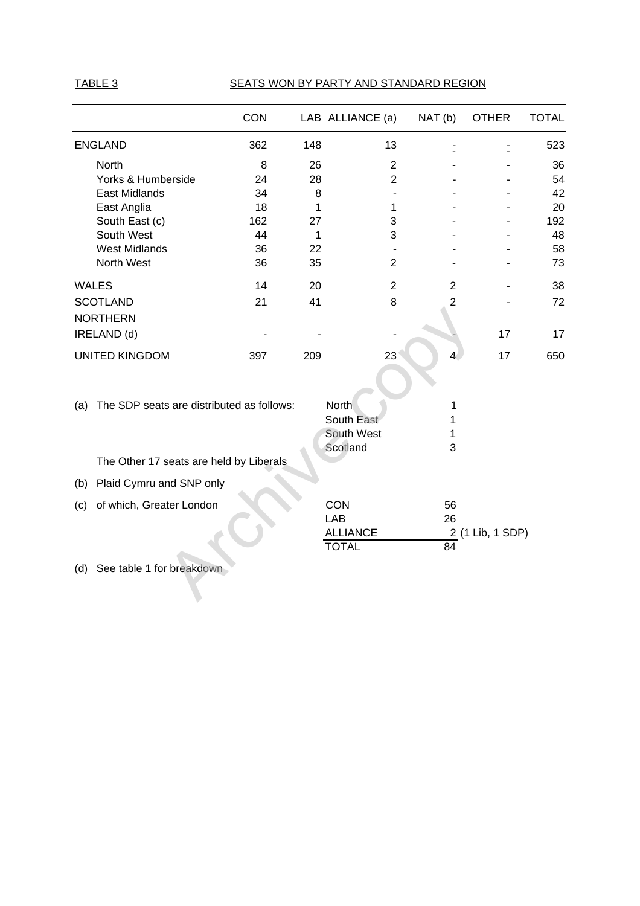TABLE 3 SEATS WON BY PARTY AND STANDARD REGION

| | CON | LAB | ALLIANCE (a) | NAT (b) | OTHER | TOTAL |
|---|---|---|---|---|---|---|
| ENGLAND | 362 | 148 | 13 | - | - | 523 |
| North | 8 | 26 | 2 | - | - | 36 |
| Yorks & Humberside | 24 | 28 | 2 | - | - | 54 |
| East Midlands | 34 | 8 | - | - | - | 42 |
| East Anglia | 18 | 1 | 1 | - | - | 20 |
| South East (c) | 162 | 27 | 3 | - | - | 192 |
| South West | 44 | 1 | 3 | - | - | 48 |
| West Midlands | 36 | 22 | - | - | - | 58 |
| North West | 36 | 35 | 2 | - | - | 73 |
| WALES | 14 | 20 | 2 | 2 | - | 38 |
| SCOTLAND | 21 | 41 | 8 | 2 | - | 72 |
| NORTHERN IRELAND (d) | - | - | - | - | 17 | 17 |
| UNITED KINGDOM | 397 | 209 | 23 | 4 | 17 | 650 |

(a) The SDP seats are distributed as follows:

| | |
|---|---|
| North | 1 |
| South East | 1 |
| South West | 1 |
| Scotland | 3 |

The Other 17 seats are held by Liberals

(b) Plaid Cymru and SNP only

(c) of which, Greater London

| | |
|---|---|
| CON | 56 |
| LAB | 26 |
| ALLIANCE | 2 (1 Lib, 1 SDP) |
| TOTAL | 84 |

(d) See table 1 for breakdown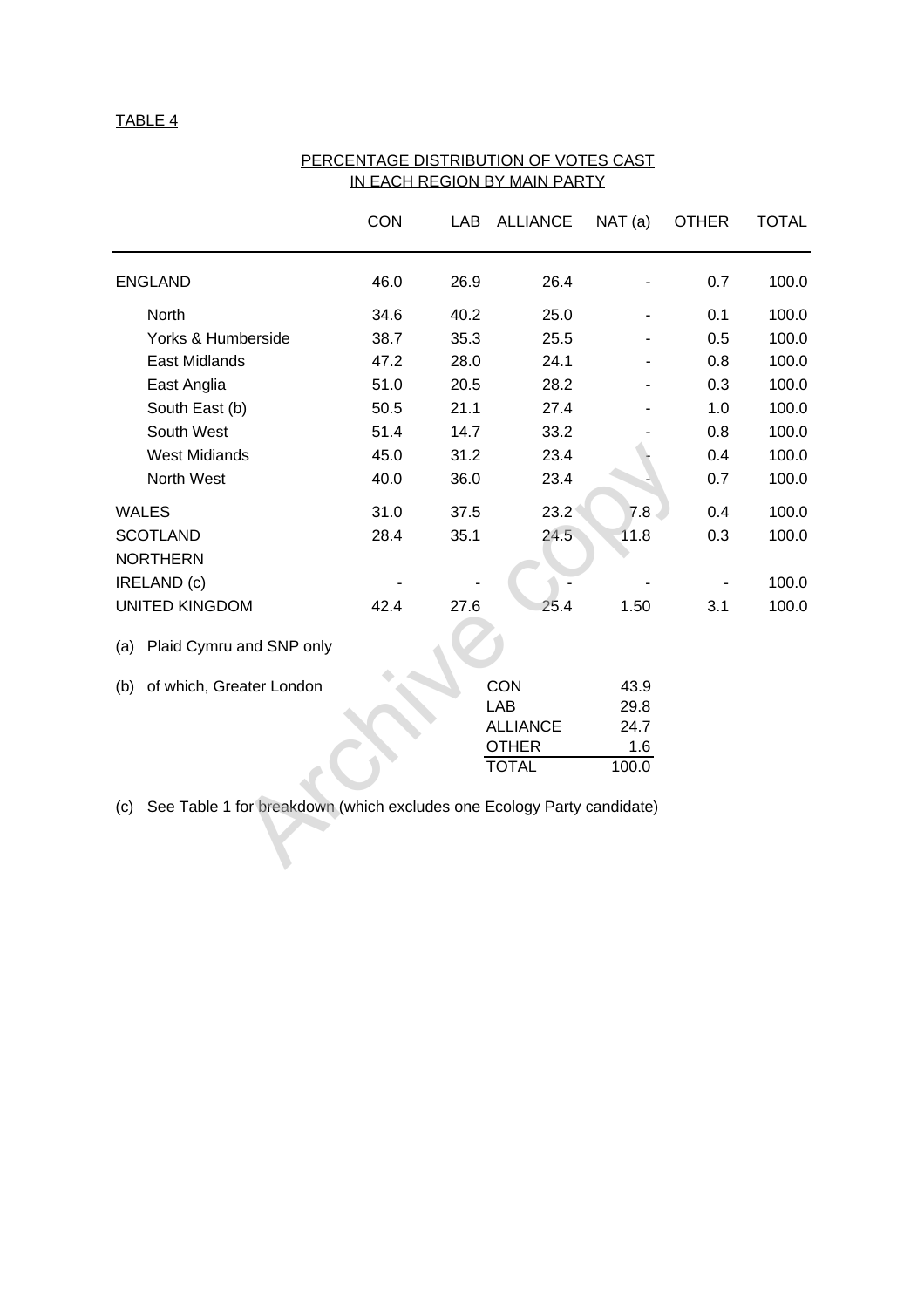TABLE 4

## PERCENTAGE DISTRIBUTION OF VOTES CAST IN EACH REGION BY MAIN PARTY

| | CON | LAB | ALLIANCE | NAT (a) | OTHER | TOTAL |
|---|---|---|---|---|---|---|
| ENGLAND | 46.0 | 26.9 | 26.4 | - | 0.7 | 100.0 |
| North | 34.6 | 40.2 | 25.0 | - | 0.1 | 100.0 |
| Yorks & Humberside | 38.7 | 35.3 | 25.5 | - | 0.5 | 100.0 |
| East Midlands | 47.2 | 28.0 | 24.1 | - | 0.8 | 100.0 |
| East Anglia | 51.0 | 20.5 | 28.2 | - | 0.3 | 100.0 |
| South East (b) | 50.5 | 21.1 | 27.4 | - | 1.0 | 100.0 |
| South West | 51.4 | 14.7 | 33.2 | - | 0.8 | 100.0 |
| West Midiands | 45.0 | 31.2 | 23.4 | - | 0.4 | 100.0 |
| North West | 40.0 | 36.0 | 23.4 | - | 0.7 | 100.0 |
| WALES | 31.0 | 37.5 | 23.2 | 7.8 | 0.4 | 100.0 |
| SCOTLAND | 28.4 | 35.1 | 24.5 | 11.8 | 0.3 | 100.0 |
| NORTHERN IRELAND (c) | - | - | - | - | - | 100.0 |
| UNITED KINGDOM | 42.4 | 27.6 | 25.4 | 1.50 | 3.1 | 100.0 |

(a) Plaid Cymru and SNP only

(b) of which, Greater London

| | |
|---|---|
| CON | 43.9 |
| LAB | 29.8 |
| ALLIANCE | 24.7 |
| OTHER | 1.6 |
| TOTAL | 100.0 |

(c) See Table 1 for breakdown (which excludes one Ecology Party candidate)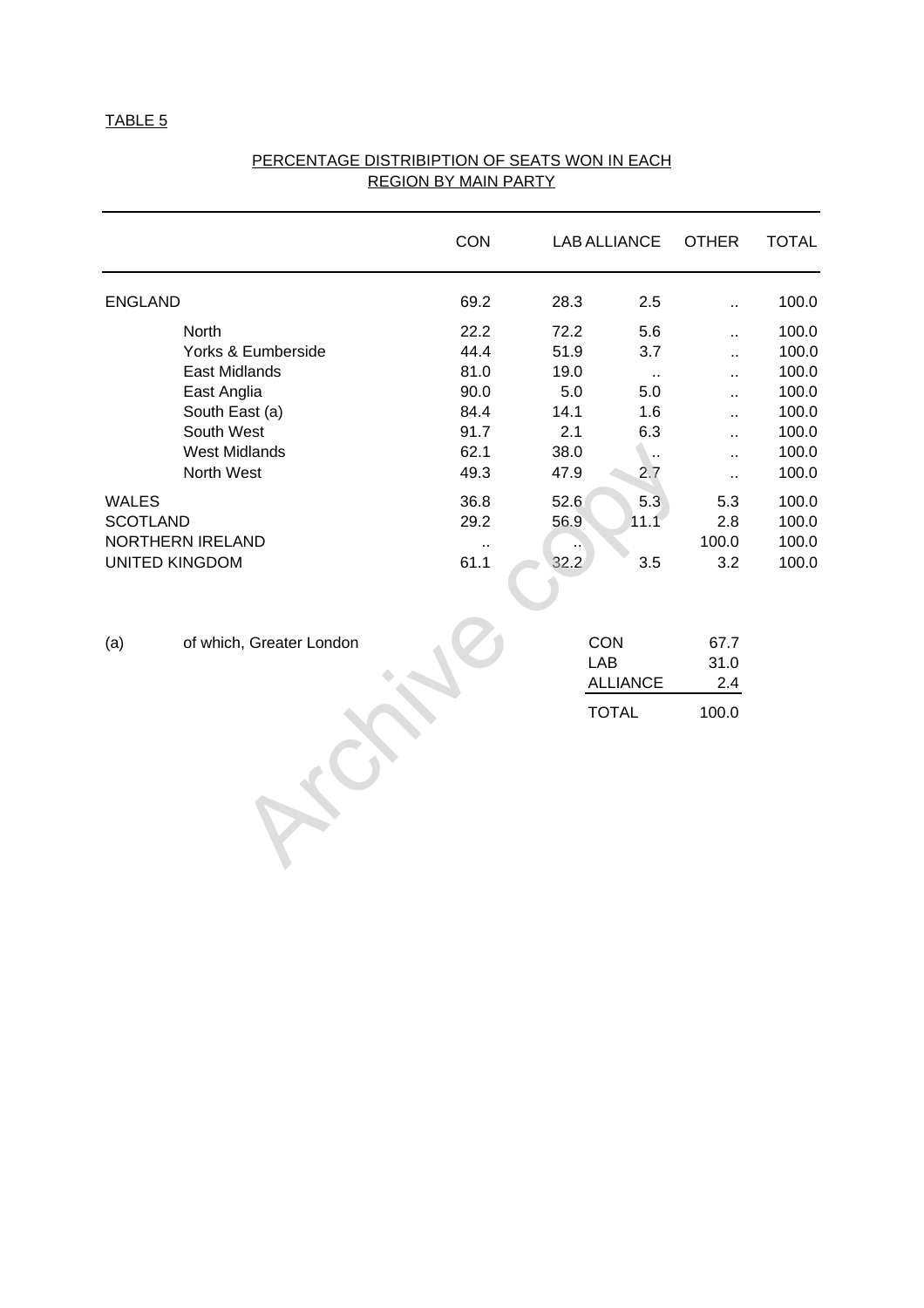TABLE 5

## PERCENTAGE DISTRIBIPTION OF SEATS WON IN EACH REGION BY MAIN PARTY

| | CON | LAB | ALLIANCE | OTHER | TOTAL |
|---|---|---|---|---|---|
| ENGLAND | 69.2 | 28.3 | 2.5 | .. | 100.0 |
| North | 22.2 | 72.2 | 5.6 | .. | 100.0 |
| Yorks & Eumberside | 44.4 | 51.9 | 3.7 | .. | 100.0 |
| East Midlands | 81.0 | 19.0 | .. | .. | 100.0 |
| East Anglia | 90.0 | 5.0 | 5.0 | .. | 100.0 |
| South East (a) | 84.4 | 14.1 | 1.6 | .. | 100.0 |
| South West | 91.7 | 2.1 | 6.3 | .. | 100.0 |
| West Midlands | 62.1 | 38.0 | .. | .. | 100.0 |
| North West | 49.3 | 47.9 | 2.7 | .. | 100.0 |
| WALES | 36.8 | 52.6 | 5.3 | 5.3 | 100.0 |
| SCOTLAND | 29.2 | 56.9 | 11.1 | 2.8 | 100.0 |
| NORTHERN IRELAND | .. | .. | | 100.0 | 100.0 |
| UNITED KINGDOM | 61.1 | 32.2 | 3.5 | 3.2 | 100.0 |

(a) of which, Greater London

| | |
|---|---|
| CON | 67.7 |
| LAB | 31.0 |
| ALLIANCE | 2.4 |
| TOTAL | 100.0 |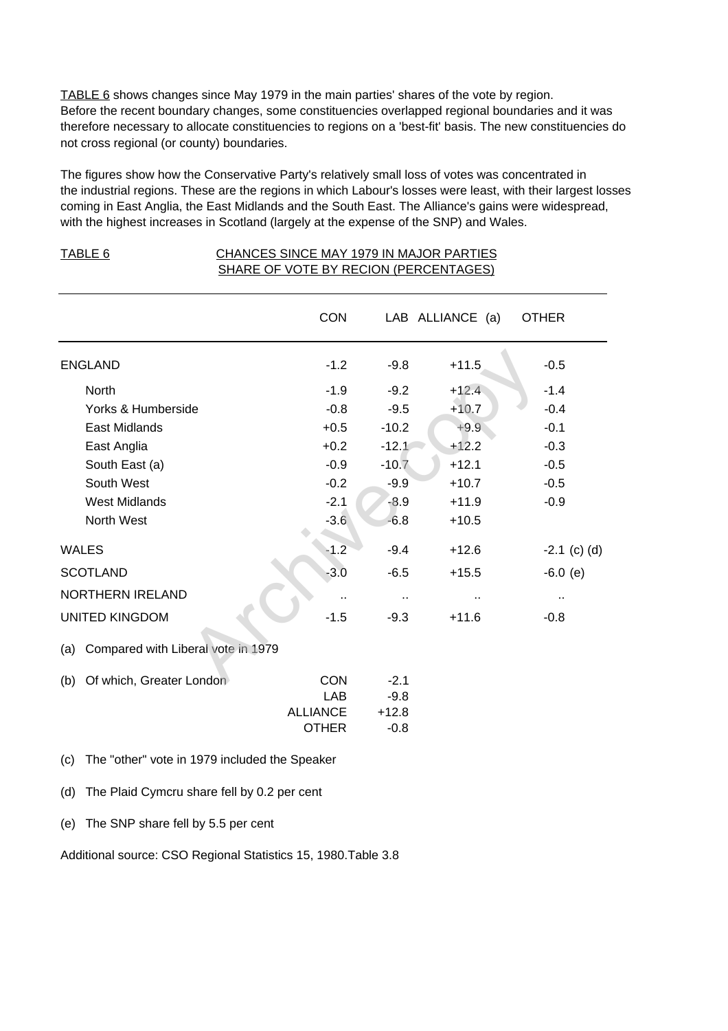TABLE 6 shows changes since May 1979 in the main parties' shares of the vote by region. Before the recent boundary changes, some constituencies overlapped regional boundaries and it was therefore necessary to allocate constituencies to regions on a 'best-fit' basis. The new constituencies do not cross regional (or county) boundaries.

The figures show how the Conservative Party's relatively small loss of votes was concentrated in the industrial regions. These are the regions in which Labour's losses were least, with their largest losses coming in East Anglia, the East Midlands and the South East. The Alliance's gains were widespread, with the highest increases in Scotland (largely at the expense of the SNP) and Wales.

TABLE 6 — CHANCES SINCE MAY 1979 IN MAJOR PARTIES SHARE OF VOTE BY RECION (PERCENTAGES)

| | CON | LAB | ALLIANCE (a) | OTHER |
|---|---|---|---|---|
| ENGLAND | -1.2 | -9.8 | +11.5 | -0.5 |
| North | -1.9 | -9.2 | +12.4 | -1.4 |
| Yorks & Humberside | -0.8 | -9.5 | +10.7 | -0.4 |
| East Midlands | +0.5 | -10.2 | +9.9 | -0.1 |
| East Anglia | +0.2 | -12.1 | +12.2 | -0.3 |
| South East (a) | -0.9 | -10.7 | +12.1 | -0.5 |
| South West | -0.2 | -9.9 | +10.7 | -0.5 |
| West Midlands | -2.1 | -8.9 | +11.9 | -0.9 |
| North West | -3.6 | -6.8 | +10.5 | |
| WALES | -1.2 | -9.4 | +12.6 | -2.1 (c) (d) |
| SCOTLAND | -3.0 | -6.5 | +15.5 | -6.0 (e) |
| NORTHERN IRELAND | .. | .. | .. | .. |
| UNITED KINGDOM | -1.5 | -9.3 | +11.6 | -0.8 |

(a) Compared with Liberal vote in 1979

(b) Of which, Greater London

| | |
|---|---|
| CON | -2.1 |
| LAB | -9.8 |
| ALLIANCE | +12.8 |
| OTHER | -0.8 |

(c) The "other" vote in 1979 included the Speaker

(d) The Plaid Cymcru share fell by 0.2 per cent

(e) The SNP share fell by 5.5 per cent

Additional source: CSO Regional Statistics 15, 1980.Table 3.8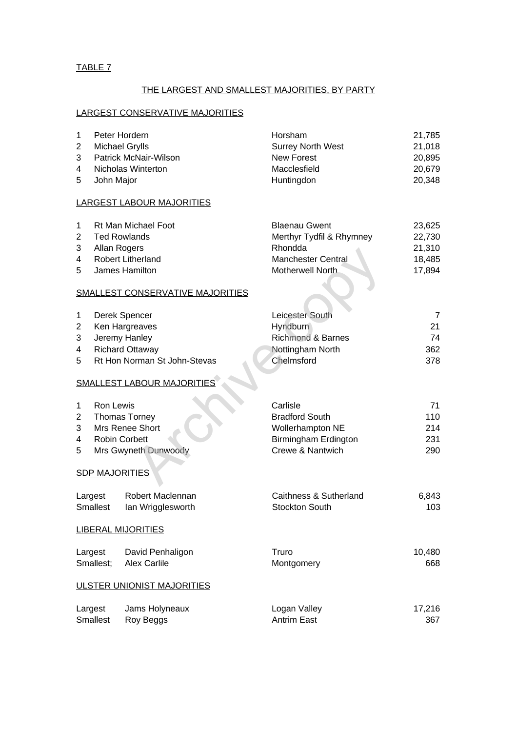TABLE 7

## THE LARGEST AND SMALLEST MAJORITIES, BY PARTY

### LARGEST CONSERVATIVE MAJORITIES

| | | | |
|---|---|---|---|
| 1 | Peter Hordern | Horsham | 21,785 |
| 2 | Michael Grylls | Surrey North West | 21,018 |
| 3 | Patrick McNair-Wilson | New Forest | 20,895 |
| 4 | Nicholas Winterton | Macclesfield | 20,679 |
| 5 | John Major | Huntingdon | 20,348 |

### LARGEST LABOUR MAJORITIES

| | | | |
|---|---|---|---|
| 1 | Rt Man Michael Foot | Blaenau Gwent | 23,625 |
| 2 | Ted Rowlands | Merthyr Tydfil & Rhymney | 22,730 |
| 3 | Allan Rogers | Rhondda | 21,310 |
| 4 | Robert Litherland | Manchester Central | 18,485 |
| 5 | James Hamilton | Motherwell North | 17,894 |

### SMALLEST CONSERVATIVE MAJORITIES

| | | | |
|---|---|---|---|
| 1 | Derek Spencer | Leicester South | 7 |
| 2 | Ken Hargreaves | Hyndburn | 21 |
| 3 | Jeremy Hanley | Richmond & Barnes | 74 |
| 4 | Richard Ottaway | Nottingham North | 362 |
| 5 | Rt Hon Norman St John-Stevas | Chelmsford | 378 |

### SMALLEST LABOUR MAJORITIES

| | | | |
|---|---|---|---|
| 1 | Ron Lewis | Carlisle | 71 |
| 2 | Thomas Torney | Bradford South | 110 |
| 3 | Mrs Renee Short | Wollerhampton NE | 214 |
| 4 | Robin Corbett | Birmingham Erdington | 231 |
| 5 | Mrs Gwyneth Dunwoody | Crewe & Nantwich | 290 |

### SDP MAJORITIES

| | | | |
|---|---|---|---|
| Largest | Robert Maclennan | Caithness & Sutherland | 6,843 |
| Smallest | Ian Wrigglesworth | Stockton South | 103 |

### LIBERAL MIJORITIES

| | | | |
|---|---|---|---|
| Largest | David Penhaligon | Truro | 10,480 |
| Smallest; | Alex Carlile | Montgomery | 668 |

### ULSTER UNIONIST MAJORITIES

| | | | |
|---|---|---|---|
| Largest | Jams Holyneaux | Logan Valley | 17,216 |
| Smallest | Roy Beggs | Antrim East | 367 |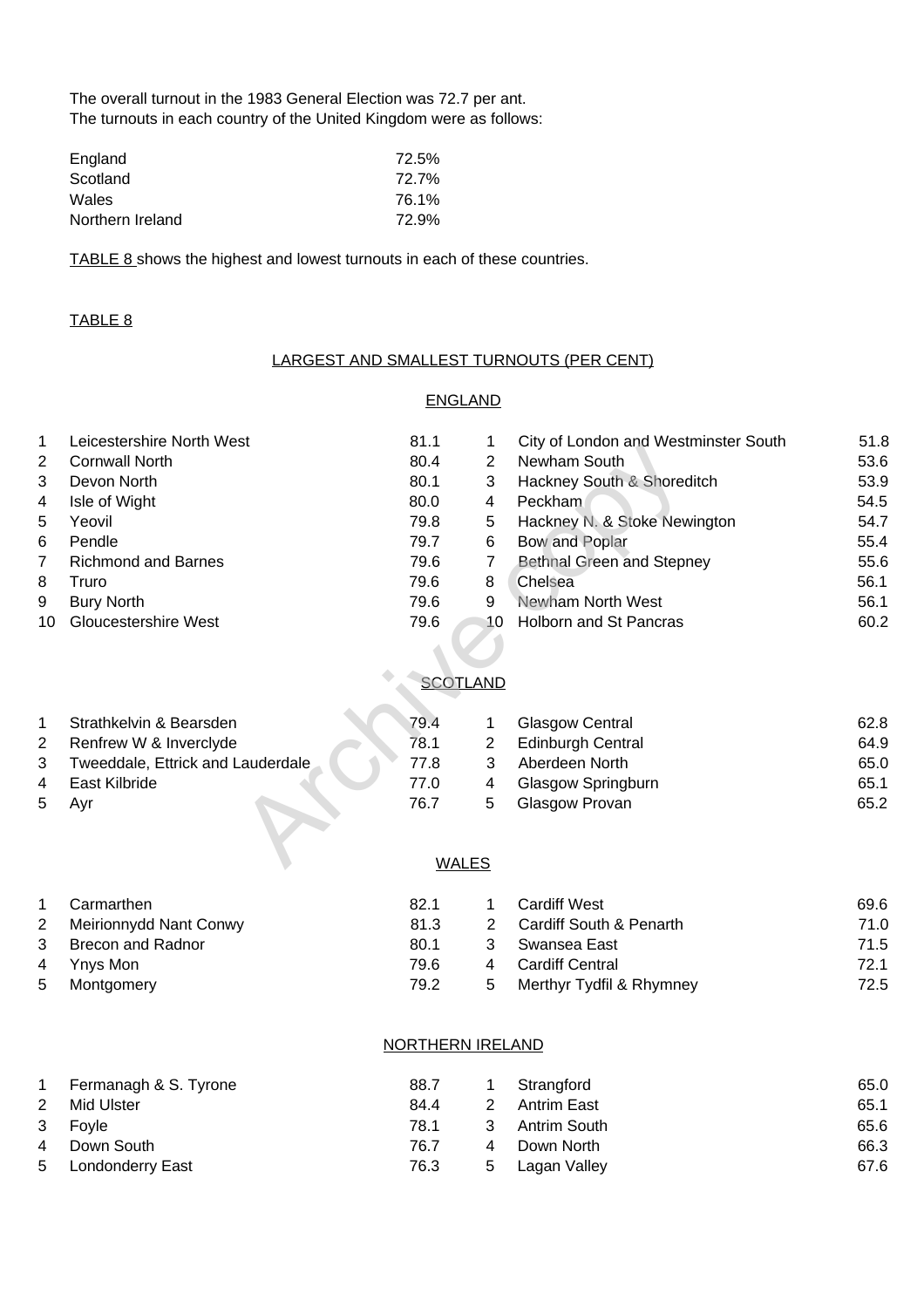The overall turnout in the 1983 General Election was 72.7 per ant.
The turnouts in each country of the United Kingdom were as follows:

| | |
|---|---|
| England | 72.5% |
| Scotland | 72.7% |
| Wales | 76.1% |
| Northern Ireland | 72.9% |

TABLE 8 shows the highest and lowest turnouts in each of these countries.

TABLE 8

## LARGEST AND SMALLEST TURNOUTS (PER CENT)

### ENGLAND

| | Largest | | | Smallest | |
|---|---|---|---|---|---|
| 1 | Leicestershire North West | 81.1 | 1 | City of London and Westminster South | 51.8 |
| 2 | Cornwall North | 80.4 | 2 | Newham South | 53.6 |
| 3 | Devon North | 80.1 | 3 | Hackney South & Shoreditch | 53.9 |
| 4 | Isle of Wight | 80.0 | 4 | Peckham | 54.5 |
| 5 | Yeovil | 79.8 | 5 | Hackney N. & Stoke Newington | 54.7 |
| 6 | Pendle | 79.7 | 6 | Bow and Poplar | 55.4 |
| 7 | Richmond and Barnes | 79.6 | 7 | Bethnal Green and Stepney | 55.6 |
| 8 | Truro | 79.6 | 8 | Chelsea | 56.1 |
| 9 | Bury North | 79.6 | 9 | Newham North West | 56.1 |
| 10 | Gloucestershire West | 79.6 | 10 | Holborn and St Pancras | 60.2 |

### SCOTLAND

| | Largest | | | Smallest | |
|---|---|---|---|---|---|
| 1 | Strathkelvin & Bearsden | 79.4 | 1 | Glasgow Central | 62.8 |
| 2 | Renfrew W & Inverclyde | 78.1 | 2 | Edinburgh Central | 64.9 |
| 3 | Tweeddale, Ettrick and Lauderdale | 77.8 | 3 | Aberdeen North | 65.0 |
| 4 | East Kilbride | 77.0 | 4 | Glasgow Springburn | 65.1 |
| 5 | Ayr | 76.7 | 5 | Glasgow Provan | 65.2 |

### WALES

| | Largest | | | Smallest | |
|---|---|---|---|---|---|
| 1 | Carmarthen | 82.1 | 1 | Cardiff West | 69.6 |
| 2 | Meirionnydd Nant Conwy | 81.3 | 2 | Cardiff South & Penarth | 71.0 |
| 3 | Brecon and Radnor | 80.1 | 3 | Swansea East | 71.5 |
| 4 | Ynys Mon | 79.6 | 4 | Cardiff Central | 72.1 |
| 5 | Montgomery | 79.2 | 5 | Merthyr Tydfil & Rhymney | 72.5 |

### NORTHERN IRELAND

| | Largest | | | Smallest | |
|---|---|---|---|---|---|
| 1 | Fermanagh & S. Tyrone | 88.7 | 1 | Strangford | 65.0 |
| 2 | Mid Ulster | 84.4 | 2 | Antrim East | 65.1 |
| 3 | Foyle | 78.1 | 3 | Antrim South | 65.6 |
| 4 | Down South | 76.7 | 4 | Down North | 66.3 |
| 5 | Londonderry East | 76.3 | 5 | Lagan Valley | 67.6 |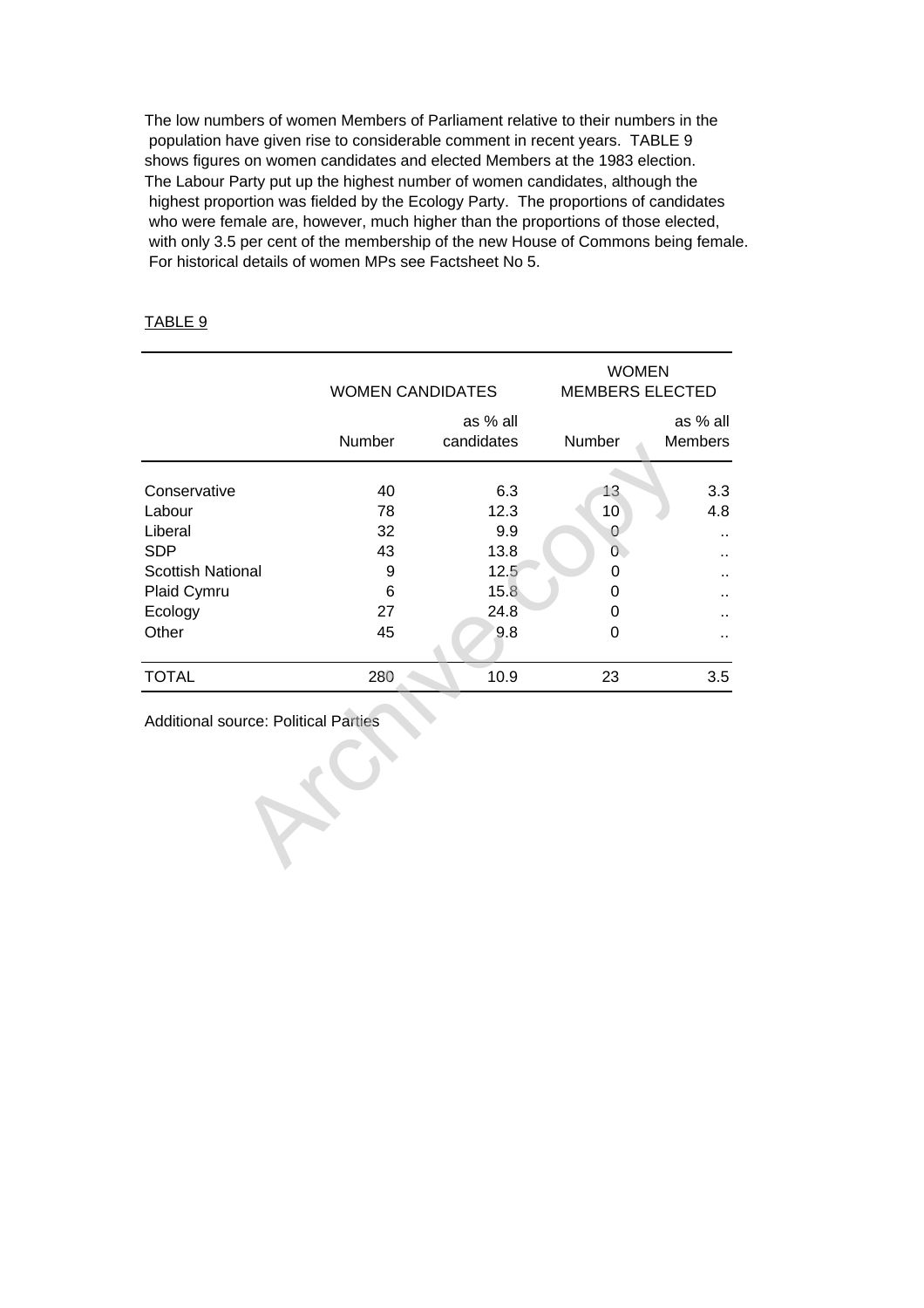The low numbers of women Members of Parliament relative to their numbers in the population have given rise to considerable comment in recent years. TABLE 9 shows figures on women candidates and elected Members at the 1983 election. The Labour Party put up the highest number of women candidates, although the highest proportion was fielded by the Ecology Party. The proportions of candidates who were female are, however, much higher than the proportions of those elected, with only 3.5 per cent of the membership of the new House of Commons being female. For historical details of women MPs see Factsheet No 5.

TABLE 9

| | WOMEN CANDIDATES | | WOMEN MEMBERS ELECTED | |
|---|---|---|---|---|
| | Number | as % all candidates | Number | as % all Members |
| Conservative | 40 | 6.3 | 13 | 3.3 |
| Labour | 78 | 12.3 | 10 | 4.8 |
| Liberal | 32 | 9.9 | 0 | .. |
| SDP | 43 | 13.8 | 0 | .. |
| Scottish National | 9 | 12.5 | 0 | .. |
| Plaid Cymru | 6 | 15.8 | 0 | .. |
| Ecology | 27 | 24.8 | 0 | .. |
| Other | 45 | 9.8 | 0 | .. |
| TOTAL | 280 | 10.9 | 23 | 3.5 |

Additional source: Political Parties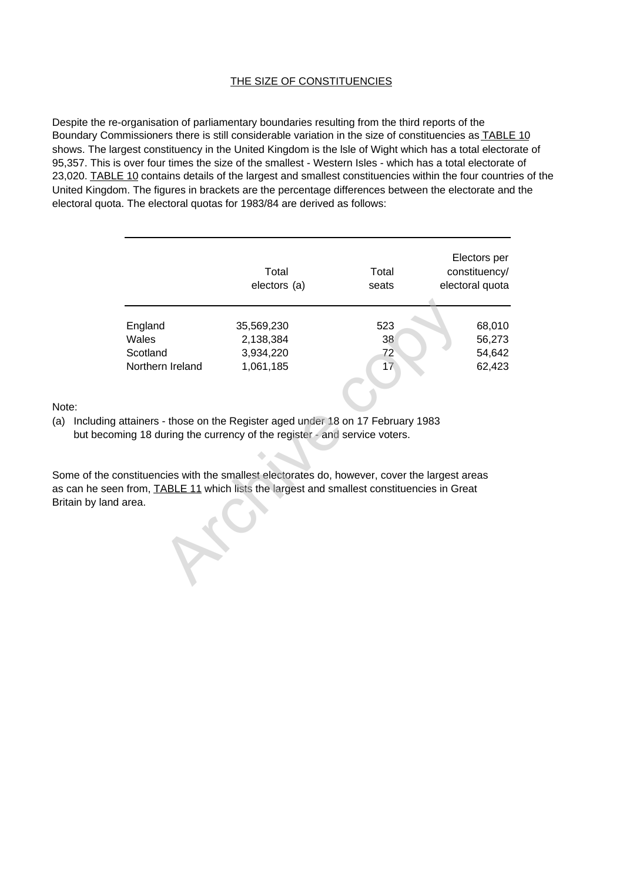## THE SIZE OF CONSTITUENCIES

Despite the re-organisation of parliamentary boundaries resulting from the third reports of the Boundary Commissioners there is still considerable variation in the size of constituencies as TABLE 10 shows. The largest constituency in the United Kingdom is the lsle of Wight which has a total electorate of 95,357. This is over four times the size of the smallest - Western Isles - which has a total electorate of 23,020. TABLE 10 contains details of the largest and smallest constituencies within the four countries of the United Kingdom. The figures in brackets are the percentage differences between the electorate and the electoral quota. The electoral quotas for 1983/84 are derived as follows:

| | Total electors (a) | Total seats | Electors per constituency/ electoral quota |
|---|---|---|---|
| England | 35,569,230 | 523 | 68,010 |
| Wales | 2,138,384 | 38 | 56,273 |
| Scotland | 3,934,220 | 72 | 54,642 |
| Northern Ireland | 1,061,185 | 17 | 62,423 |

Note:

(a) Including attainers - those on the Register aged under 18 on 17 February 1983 but becoming 18 during the currency of the register - and service voters.

Some of the constituencies with the smallest electorates do, however, cover the largest areas as can he seen from, TABLE 11 which lists the largest and smallest constituencies in Great Britain by land area.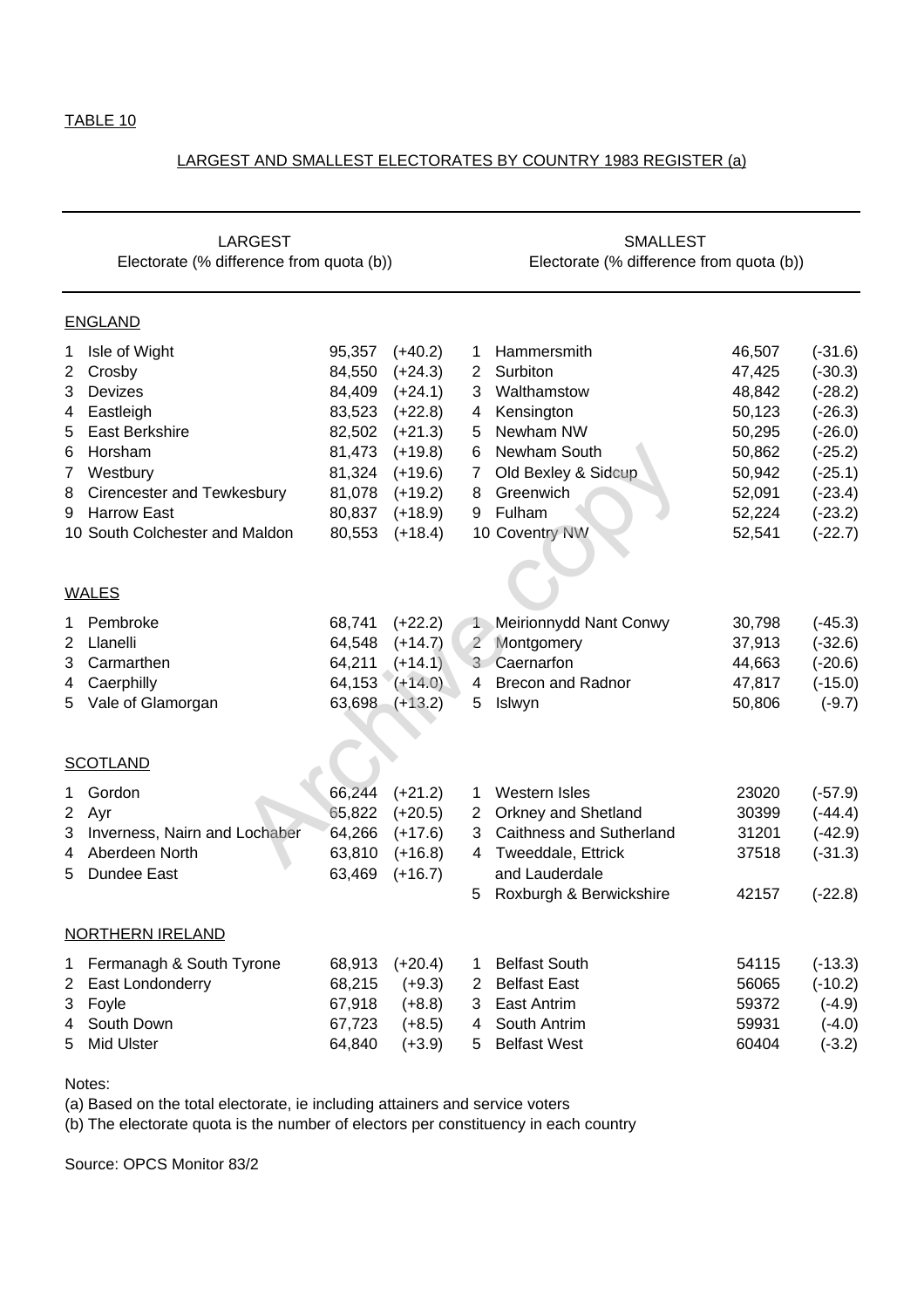TABLE 10

LARGEST AND SMALLEST ELECTORATES BY COUNTRY 1983 REGISTER (a)

| | LARGEST<br>Electorate (% difference from quota (b)) | | | | SMALLEST<br>Electorate (% difference from quota (b)) | | |
|---|---|---|---|---|---|---|---|
| **ENGLAND** | | | | | | | |
| 1 | Isle of Wight | 95,357 | (+40.2) | 1 | Hammersmith | 46,507 | (-31.6) |
| 2 | Crosby | 84,550 | (+24.3) | 2 | Surbiton | 47,425 | (-30.3) |
| 3 | Devizes | 84,409 | (+24.1) | 3 | Walthamstow | 48,842 | (-28.2) |
| 4 | Eastleigh | 83,523 | (+22.8) | 4 | Kensington | 50,123 | (-26.3) |
| 5 | East Berkshire | 82,502 | (+21.3) | 5 | Newham NW | 50,295 | (-26.0) |
| 6 | Horsham | 81,473 | (+19.8) | 6 | Newham South | 50,862 | (-25.2) |
| 7 | Westbury | 81,324 | (+19.6) | 7 | Old Bexley & Sidcup | 50,942 | (-25.1) |
| 8 | Cirencester and Tewkesbury | 81,078 | (+19.2) | 8 | Greenwich | 52,091 | (-23.4) |
| 9 | Harrow East | 80,837 | (+18.9) | 9 | Fulham | 52,224 | (-23.2) |
| 10 | South Colchester and Maldon | 80,553 | (+18.4) | 10 | Coventry NW | 52,541 | (-22.7) |
| **WALES** | | | | | | | |
| 1 | Pembroke | 68,741 | (+22.2) | 1 | Meirionnydd Nant Conwy | 30,798 | (-45.3) |
| 2 | Llanelli | 64,548 | (+14.7) | 2 | Montgomery | 37,913 | (-32.6) |
| 3 | Carmarthen | 64,211 | (+14.1) | 3 | Caernarfon | 44,663 | (-20.6) |
| 4 | Caerphilly | 64,153 | (+14.0) | 4 | Brecon and Radnor | 47,817 | (-15.0) |
| 5 | Vale of Glamorgan | 63,698 | (+13.2) | 5 | Islwyn | 50,806 | (-9.7) |
| **SCOTLAND** | | | | | | | |
| 1 | Gordon | 66,244 | (+21.2) | 1 | Western Isles | 23020 | (-57.9) |
| 2 | Ayr | 65,822 | (+20.5) | 2 | Orkney and Shetland | 30399 | (-44.4) |
| 3 | Inverness, Nairn and Lochaber | 64,266 | (+17.6) | 3 | Caithness and Sutherland | 31201 | (-42.9) |
| 4 | Aberdeen North | 63,810 | (+16.8) | 4 | Tweeddale, Ettrick and Lauderdale | 37518 | (-31.3) |
| 5 | Dundee East | 63,469 | (+16.7) | 5 | Roxburgh & Berwickshire | 42157 | (-22.8) |
| **NORTHERN IRELAND** | | | | | | | |
| 1 | Fermanagh & South Tyrone | 68,913 | (+20.4) | 1 | Belfast South | 54115 | (-13.3) |
| 2 | East Londonderry | 68,215 | (+9.3) | 2 | Belfast East | 56065 | (-10.2) |
| 3 | Foyle | 67,918 | (+8.8) | 3 | East Antrim | 59372 | (-4.9) |
| 4 | South Down | 67,723 | (+8.5) | 4 | South Antrim | 59931 | (-4.0) |
| 5 | Mid Ulster | 64,840 | (+3.9) | 5 | Belfast West | 60404 | (-3.2) |

Notes:
(a) Based on the total electorate, ie including attainers and service voters
(b) The electorate quota is the number of electors per constituency in each country

Source: OPCS Monitor 83/2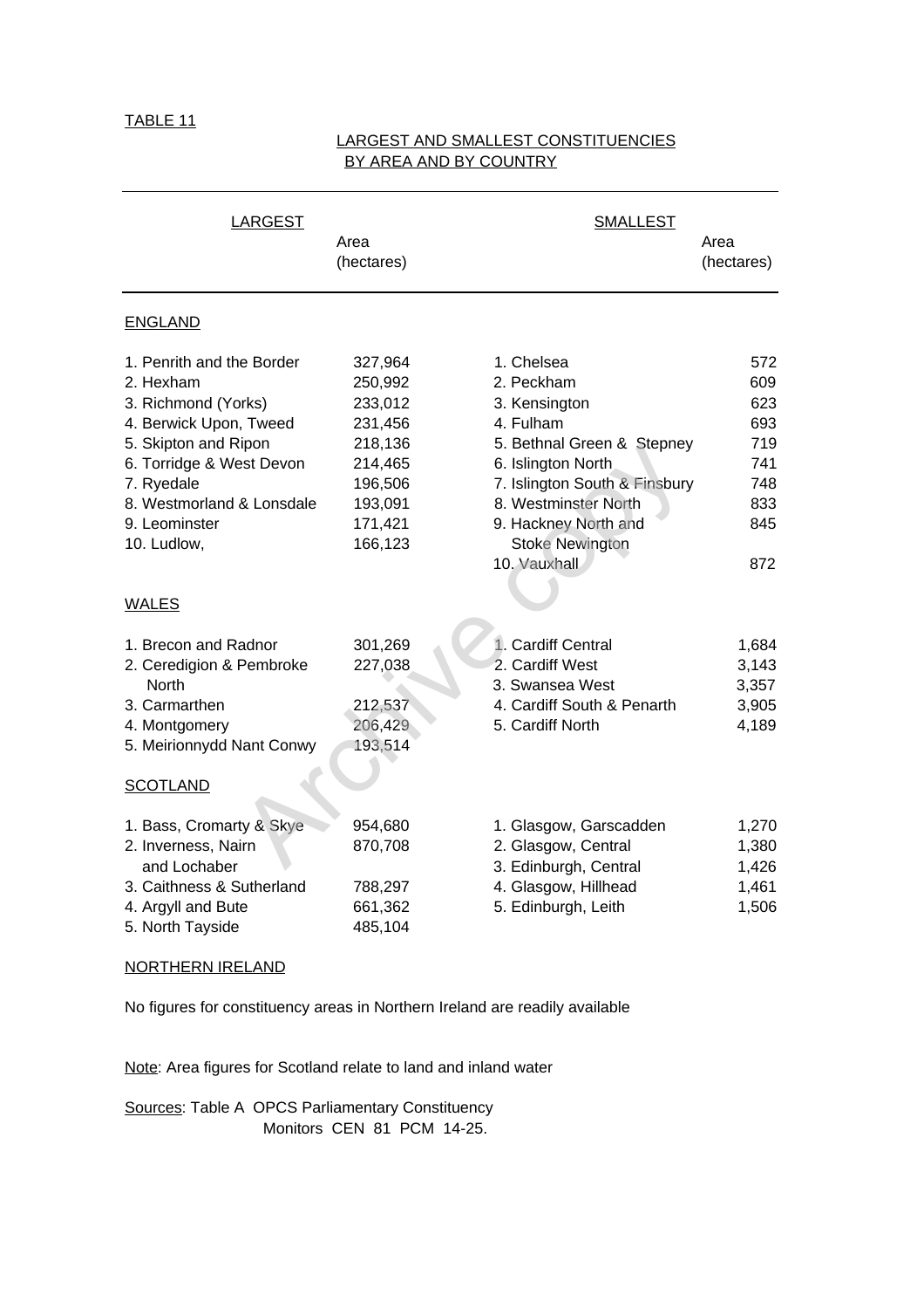TABLE 11

## LARGEST AND SMALLEST CONSTITUENCIES BY AREA AND BY COUNTRY

| LARGEST | Area (hectares) | SMALLEST | Area (hectares) |
|---|---|---|---|
| **ENGLAND** | | | |
| 1. Penrith and the Border | 327,964 | 1. Chelsea | 572 |
| 2. Hexham | 250,992 | 2. Peckham | 609 |
| 3. Richmond (Yorks) | 233,012 | 3. Kensington | 623 |
| 4. Berwick Upon, Tweed | 231,456 | 4. Fulham | 693 |
| 5. Skipton and Ripon | 218,136 | 5. Bethnal Green & Stepney | 719 |
| 6. Torridge & West Devon | 214,465 | 6. Islington North | 741 |
| 7. Ryedale | 196,506 | 7. Islington South & Finsbury | 748 |
| 8. Westmorland & Lonsdale | 193,091 | 8. Westminster North | 833 |
| 9. Leominster | 171,421 | 9. Hackney North and Stoke Newington | 845 |
| 10. Ludlow, | 166,123 | 10. Vauxhall | 872 |
| **WALES** | | | |
| 1. Brecon and Radnor | 301,269 | 1. Cardiff Central | 1,684 |
| 2. Ceredigion & Pembroke North | 227,038 | 2. Cardiff West | 3,143 |
| | | 3. Swansea West | 3,357 |
| 3. Carmarthen | 212,537 | 4. Cardiff South & Penarth | 3,905 |
| 4. Montgomery | 206,429 | 5. Cardiff North | 4,189 |
| 5. Meirionnydd Nant Conwy | 193,514 | | |
| **SCOTLAND** | | | |
| 1. Bass, Cromarty & Skye | 954,680 | 1. Glasgow, Garscadden | 1,270 |
| 2. Inverness, Nairn and Lochaber | 870,708 | 2. Glasgow, Central | 1,380 |
| | | 3. Edinburgh, Central | 1,426 |
| 3. Caithness & Sutherland | 788,297 | 4. Glasgow, Hillhead | 1,461 |
| 4. Argyll and Bute | 661,362 | 5. Edinburgh, Leith | 1,506 |
| 5. North Tayside | 485,104 | | |

NORTHERN IRELAND

No figures for constituency areas in Northern Ireland are readily available

Note: Area figures for Scotland relate to land and inland water

Sources: Table A OPCS Parliamentary Constituency Monitors CEN 81 PCM 14-25.